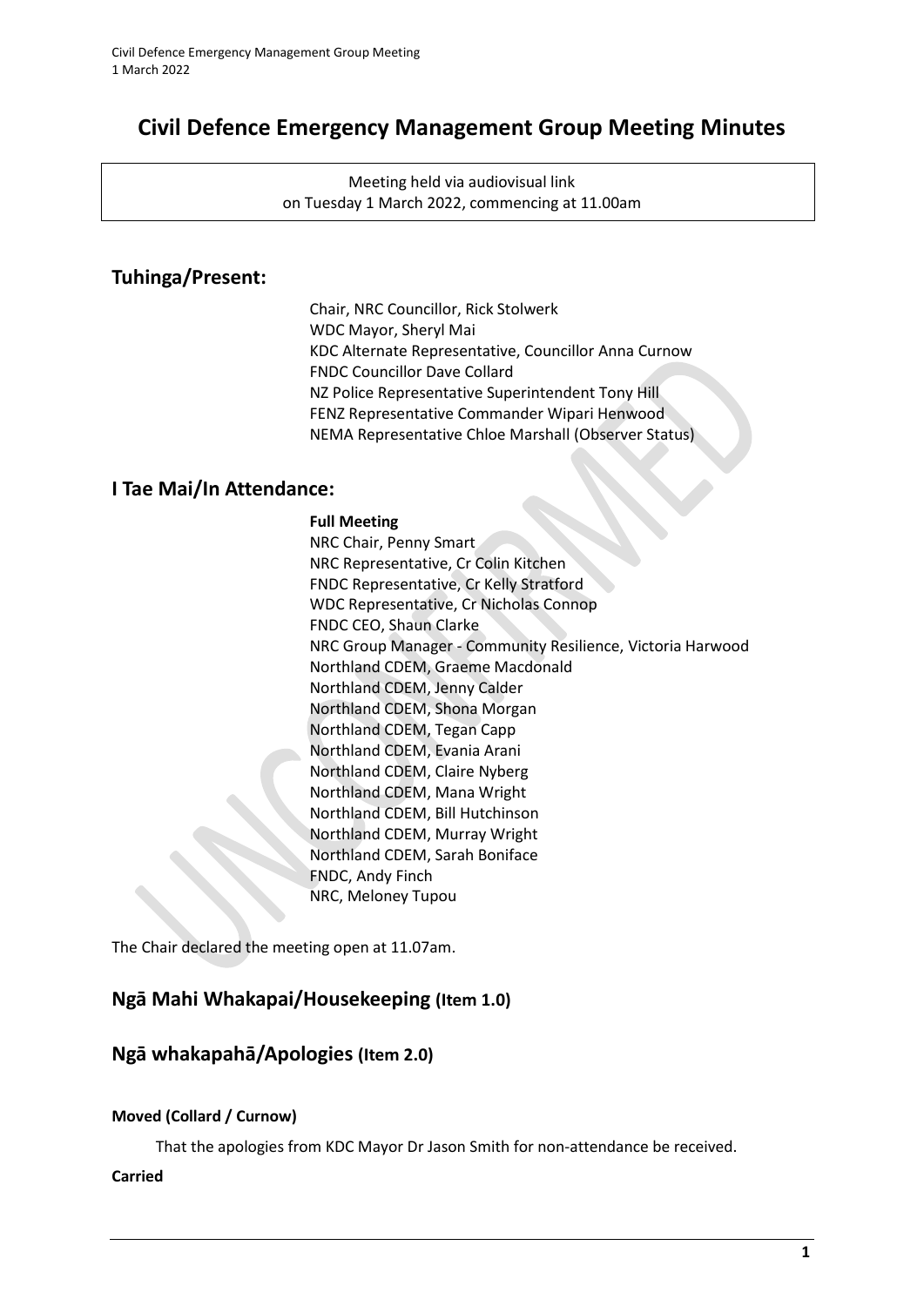# Civil Defence Emergency Management Group Meeting Minutes

Meeting held via audiovisual link
on Tuesday 1 March 2022, commencing at 11.00am

## Tuhinga/Present:

Chair, NRC Councillor, Rick Stolwerk
WDC Mayor, Sheryl Mai
KDC Alternate Representative, Councillor Anna Curnow
FNDC Councillor Dave Collard
NZ Police Representative Superintendent Tony Hill
FENZ Representative Commander Wipari Henwood
NEMA Representative Chloe Marshall (Observer Status)

## I Tae Mai/In Attendance:

**Full Meeting**
NRC Chair, Penny Smart
NRC Representative, Cr Colin Kitchen
FNDC Representative, Cr Kelly Stratford
WDC Representative, Cr Nicholas Connop
FNDC CEO, Shaun Clarke
NRC Group Manager - Community Resilience, Victoria Harwood
Northland CDEM, Graeme Macdonald
Northland CDEM, Jenny Calder
Northland CDEM, Shona Morgan
Northland CDEM, Tegan Capp
Northland CDEM, Evania Arani
Northland CDEM, Claire Nyberg
Northland CDEM, Mana Wright
Northland CDEM, Bill Hutchinson
Northland CDEM, Murray Wright
Northland CDEM, Sarah Boniface
FNDC, Andy Finch
NRC, Meloney Tupou

The Chair declared the meeting open at 11.07am.

## Ngā Mahi Whakapai/Housekeeping (Item 1.0)

## Ngā whakapahā/Apologies (Item 2.0)

**Moved (Collard / Curnow)**

That the apologies from KDC Mayor Dr Jason Smith for non-attendance be received.

**Carried**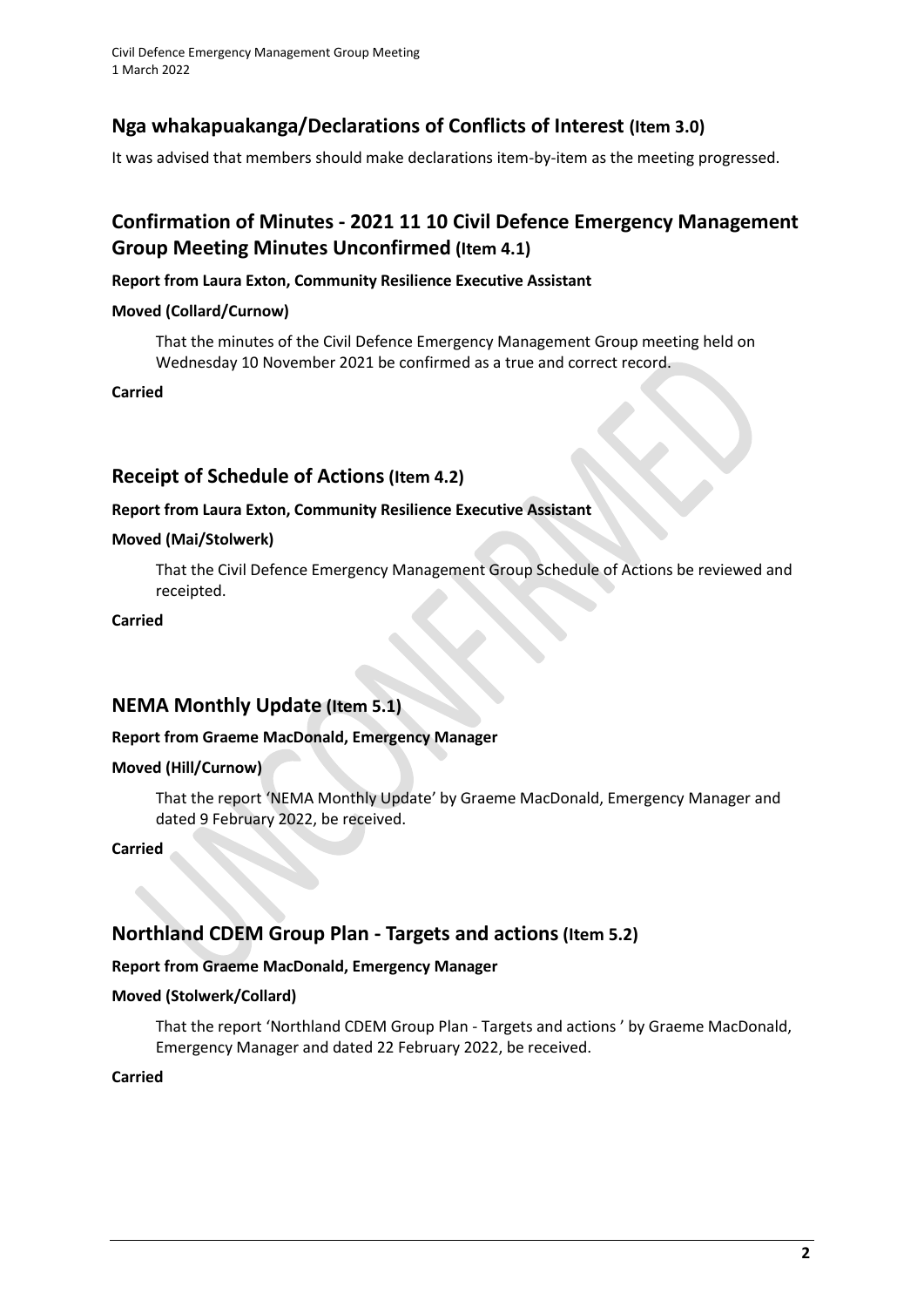## Nga whakapuakanga/Declarations of Conflicts of Interest (Item 3.0)

It was advised that members should make declarations item-by-item as the meeting progressed.

## Confirmation of Minutes - 2021 11 10 Civil Defence Emergency Management Group Meeting Minutes Unconfirmed (Item 4.1)

**Report from Laura Exton, Community Resilience Executive Assistant**

**Moved (Collard/Curnow)**

> That the minutes of the Civil Defence Emergency Management Group meeting held on Wednesday 10 November 2021 be confirmed as a true and correct record.

**Carried**

## Receipt of Schedule of Actions (Item 4.2)

**Report from Laura Exton, Community Resilience Executive Assistant**

**Moved (Mai/Stolwerk)**

> That the Civil Defence Emergency Management Group Schedule of Actions be reviewed and receipted.

**Carried**

## NEMA Monthly Update (Item 5.1)

**Report from Graeme MacDonald, Emergency Manager**

**Moved (Hill/Curnow)**

> That the report 'NEMA Monthly Update' by Graeme MacDonald, Emergency Manager and dated 9 February 2022, be received.

**Carried**

## Northland CDEM Group Plan - Targets and actions (Item 5.2)

**Report from Graeme MacDonald, Emergency Manager**

**Moved (Stolwerk/Collard)**

> That the report 'Northland CDEM Group Plan - Targets and actions ' by Graeme MacDonald, Emergency Manager and dated 22 February 2022, be received.

**Carried**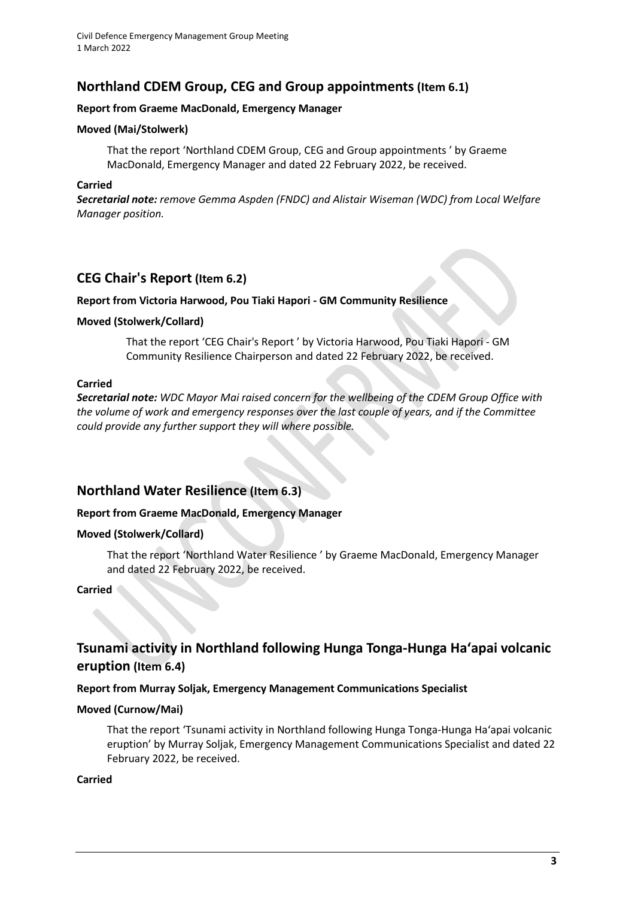## Northland CDEM Group, CEG and Group appointments (Item 6.1)

**Report from Graeme MacDonald, Emergency Manager**

**Moved (Mai/Stolwerk)**

That the report 'Northland CDEM Group, CEG and Group appointments ' by Graeme MacDonald, Emergency Manager and dated 22 February 2022, be received.

**Carried**

***Secretarial note:*** *remove Gemma Aspden (FNDC) and Alistair Wiseman (WDC) from Local Welfare Manager position.*

## CEG Chair's Report (Item 6.2)

**Report from Victoria Harwood, Pou Tiaki Hapori - GM Community Resilience**

**Moved (Stolwerk/Collard)**

That the report 'CEG Chair's Report ' by Victoria Harwood, Pou Tiaki Hapori - GM Community Resilience Chairperson and dated 22 February 2022, be received.

**Carried**

***Secretarial note:*** *WDC Mayor Mai raised concern for the wellbeing of the CDEM Group Office with the volume of work and emergency responses over the last couple of years, and if the Committee could provide any further support they will where possible.*

## Northland Water Resilience (Item 6.3)

**Report from Graeme MacDonald, Emergency Manager**

**Moved (Stolwerk/Collard)**

That the report 'Northland Water Resilience ' by Graeme MacDonald, Emergency Manager and dated 22 February 2022, be received.

**Carried**

## Tsunami activity in Northland following Hunga Tonga-Hunga Ha'apai volcanic eruption (Item 6.4)

**Report from Murray Soljak, Emergency Management Communications Specialist**

**Moved (Curnow/Mai)**

That the report 'Tsunami activity in Northland following Hunga Tonga-Hunga Ha'apai volcanic eruption' by Murray Soljak, Emergency Management Communications Specialist and dated 22 February 2022, be received.

**Carried**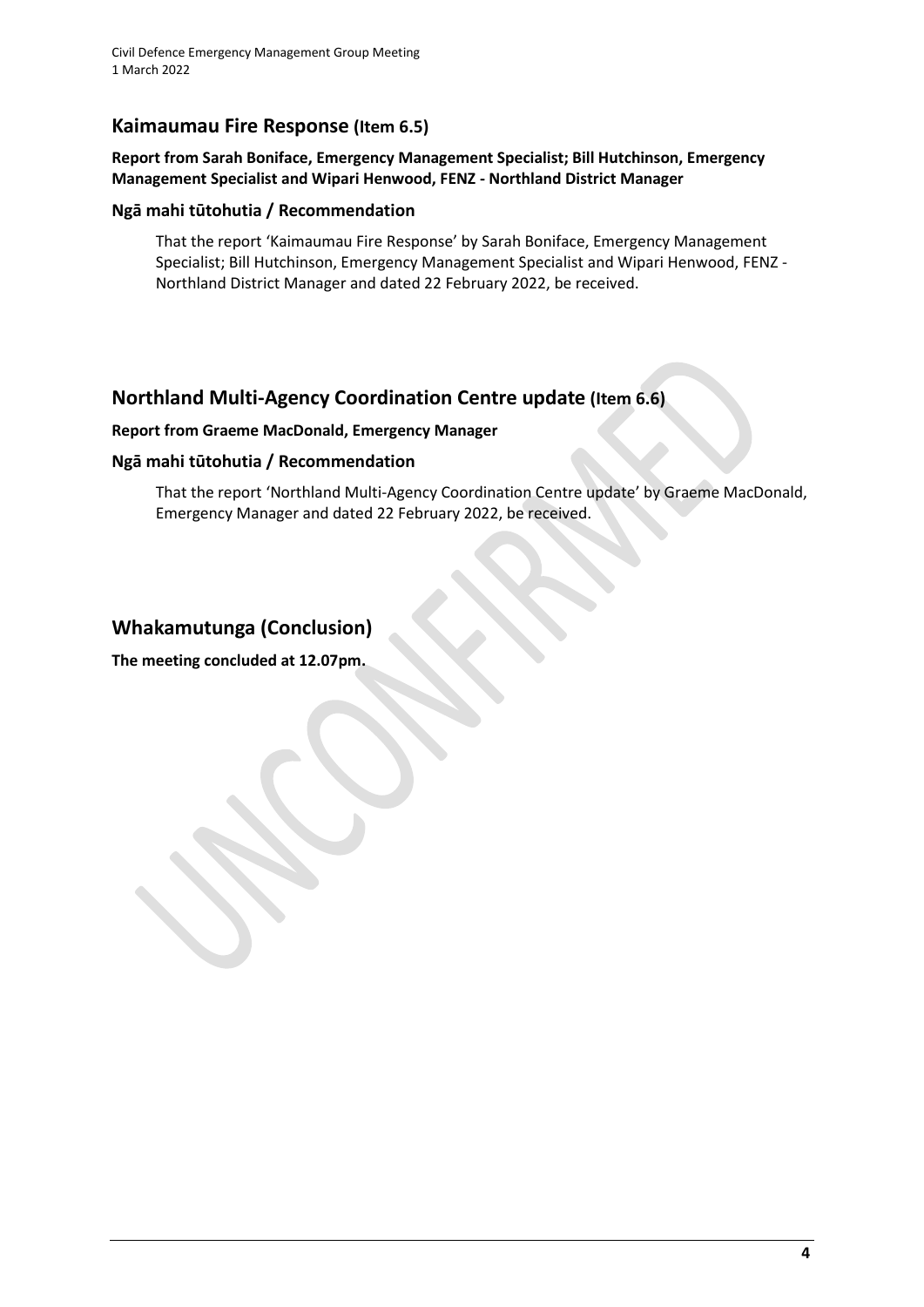## Kaimaumau Fire Response (Item 6.5)

**Report from Sarah Boniface, Emergency Management Specialist; Bill Hutchinson, Emergency Management Specialist and Wipari Henwood, FENZ - Northland District Manager**

### Ngā mahi tūtohutia / Recommendation

That the report 'Kaimaumau Fire Response' by Sarah Boniface, Emergency Management Specialist; Bill Hutchinson, Emergency Management Specialist and Wipari Henwood, FENZ - Northland District Manager and dated 22 February 2022, be received.

## Northland Multi-Agency Coordination Centre update (Item 6.6)

**Report from Graeme MacDonald, Emergency Manager**

### Ngā mahi tūtohutia / Recommendation

That the report 'Northland Multi-Agency Coordination Centre update' by Graeme MacDonald, Emergency Manager and dated 22 February 2022, be received.

## Whakamutunga (Conclusion)

**The meeting concluded at 12.07pm.**